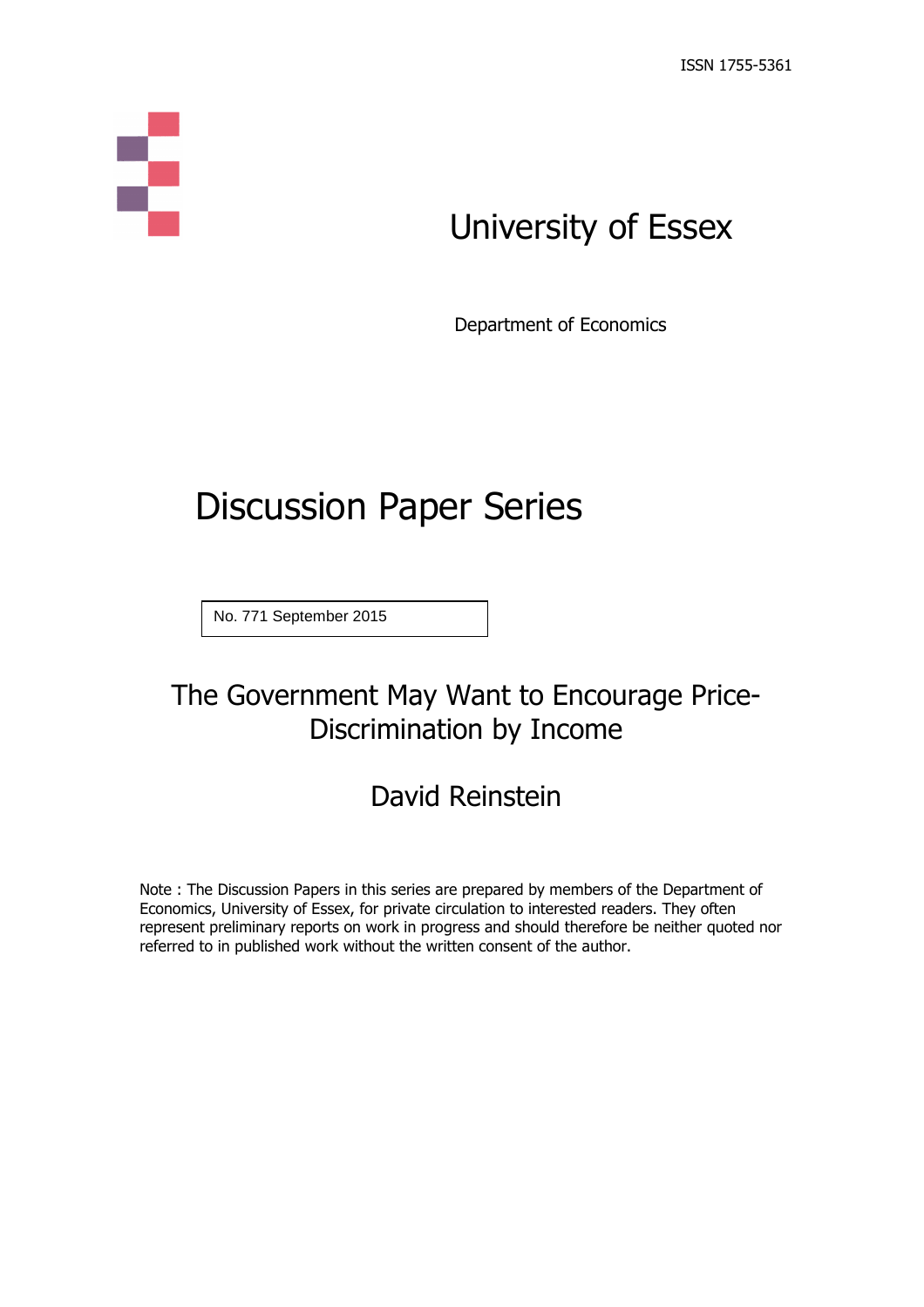ISSN 1755-5361

# University of Essex

Department of Economics

# Discussion Paper Series

No. 771 September 2015

## The Government May Want to Encourage Price-Discrimination by Income

### David Reinstein

Note : The Discussion Papers in this series are prepared by members of the Department of Economics, University of Essex, for private circulation to interested readers. They often represent preliminary reports on work in progress and should therefore be neither quoted nor referred to in published work without the written consent of the author.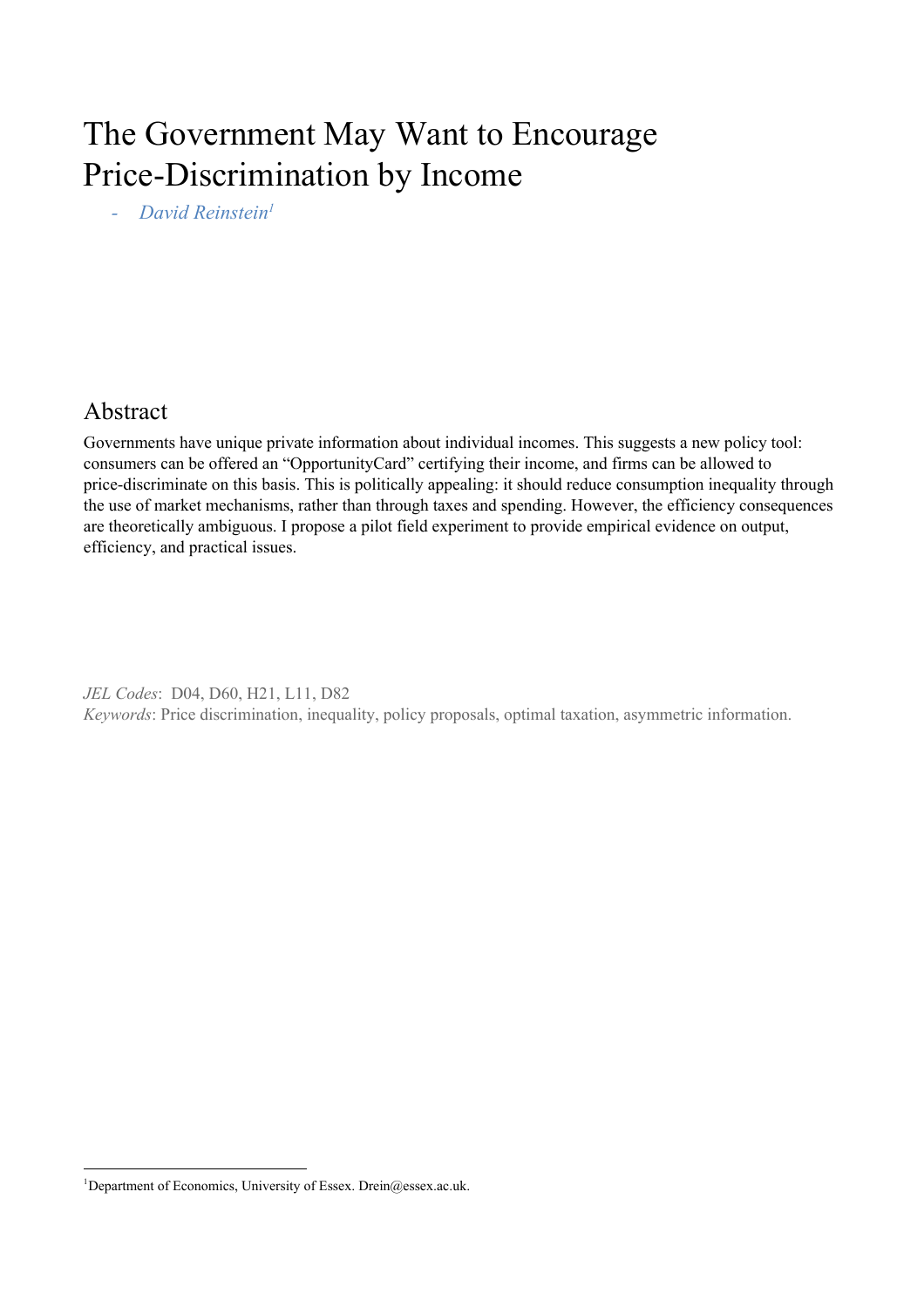# The Government May Want to Encourage Price-Discrimination by Income

- *David Reinstein*[1]

## Abstract

Governments have unique private information about individual incomes. This suggests a new policy tool: consumers can be offered an "OpportunityCard" certifying their income, and firms can be allowed to price-discriminate on this basis. This is politically appealing: it should reduce consumption inequality through the use of market mechanisms, rather than through taxes and spending. However, the efficiency consequences are theoretically ambiguous. I propose a pilot field experiment to provide empirical evidence on output, efficiency, and practical issues.

*JEL Codes*: D04, D60, H21, L11, D82

*Keywords*: Price discrimination, inequality, policy proposals, optimal taxation, asymmetric information.

[1] Department of Economics, University of Essex. Drein@essex.ac.uk.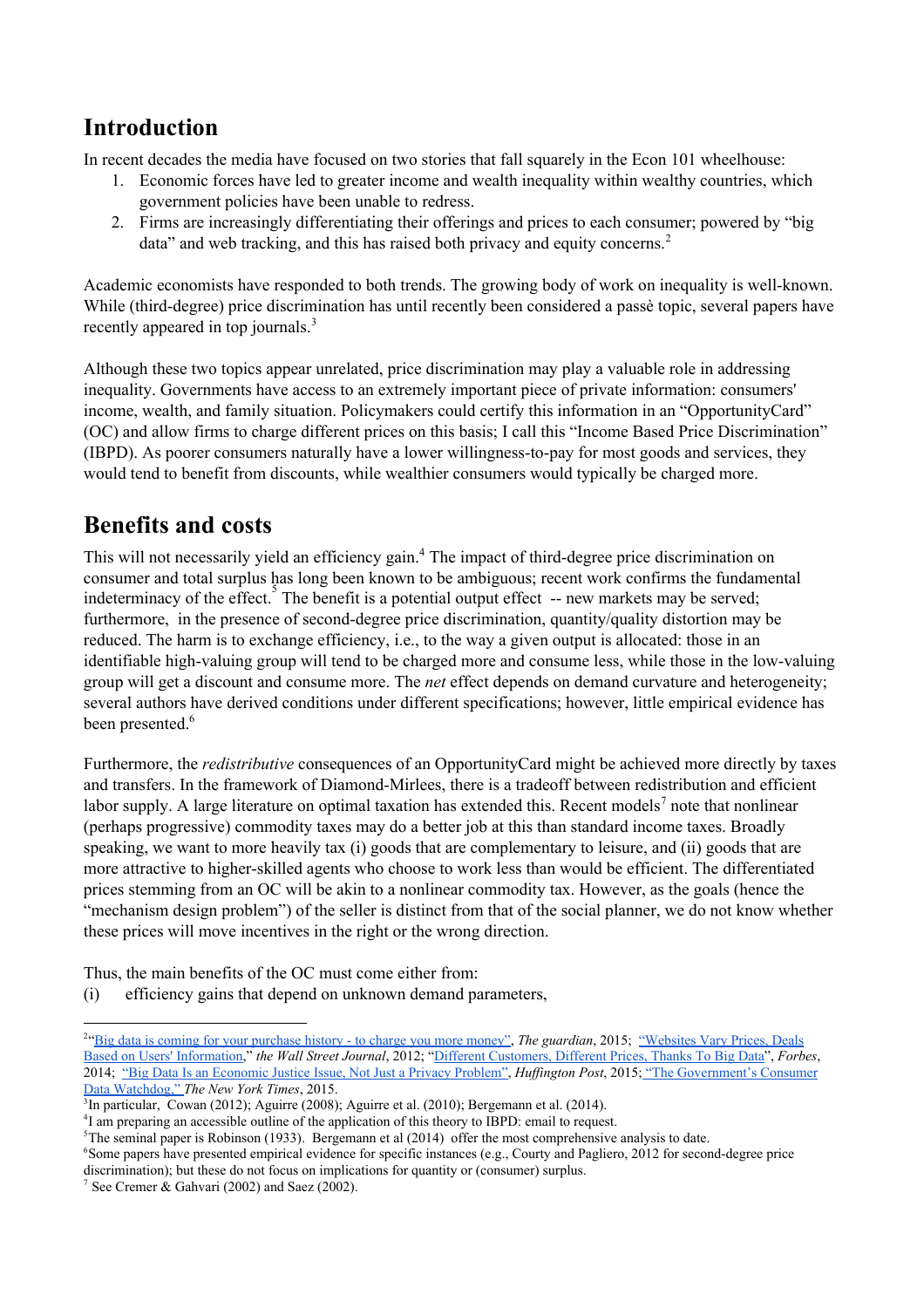## Introduction

In recent decades the media have focused on two stories that fall squarely in the Econ 101 wheelhouse:

1. Economic forces have led to greater income and wealth inequality within wealthy countries, which government policies have been unable to redress.
2. Firms are increasingly differentiating their offerings and prices to each consumer; powered by "big data" and web tracking, and this has raised both privacy and equity concerns.[2]

Academic economists have responded to both trends. The growing body of work on inequality is well-known. While (third-degree) price discrimination has until recently been considered a passè topic, several papers have recently appeared in top journals.[3]

Although these two topics appear unrelated, price discrimination may play a valuable role in addressing inequality. Governments have access to an extremely important piece of private information: consumers' income, wealth, and family situation. Policymakers could certify this information in an "OpportunityCard" (OC) and allow firms to charge different prices on this basis; I call this "Income Based Price Discrimination" (IBPD). As poorer consumers naturally have a lower willingness-to-pay for most goods and services, they would tend to benefit from discounts, while wealthier consumers would typically be charged more.

## Benefits and costs

This will not necessarily yield an efficiency gain.[4] The impact of third-degree price discrimination on consumer and total surplus has long been known to be ambiguous; recent work confirms the fundamental indeterminacy of the effect.[5] The benefit is a potential output effect -- new markets may be served; furthermore, in the presence of second-degree price discrimination, quantity/quality distortion may be reduced. The harm is to exchange efficiency, i.e., to the way a given output is allocated: those in an identifiable high-valuing group will tend to be charged more and consume less, while those in the low-valuing group will get a discount and consume more. The *net* effect depends on demand curvature and heterogeneity; several authors have derived conditions under different specifications; however, little empirical evidence has been presented.[6]

Furthermore, the *redistributive* consequences of an OpportunityCard might be achieved more directly by taxes and transfers. In the framework of Diamond-Mirlees, there is a tradeoff between redistribution and efficient labor supply. A large literature on optimal taxation has extended this. Recent models[7] note that nonlinear (perhaps progressive) commodity taxes may do a better job at this than standard income taxes. Broadly speaking, we want to more heavily tax (i) goods that are complementary to leisure, and (ii) goods that are more attractive to higher-skilled agents who choose to work less than would be efficient. The differentiated prices stemming from an OC will be akin to a nonlinear commodity tax. However, as the goals (hence the "mechanism design problem") of the seller is distinct from that of the social planner, we do not know whether these prices will move incentives in the right or the wrong direction.

Thus, the main benefits of the OC must come either from:

(i) efficiency gains that depend on unknown demand parameters,

---

[2] "Big data is coming for your purchase history - to charge you more money", *The guardian*, 2015; "Websites Vary Prices, Deals Based on Users' Information," *the Wall Street Journal*, 2012; "Different Customers, Different Prices, Thanks To Big Data", *Forbes*, 2014; "Big Data Is an Economic Justice Issue, Not Just a Privacy Problem", *Huffington Post*, 2015; "The Government's Consumer Data Watchdog," *The New York Times*, 2015.

[3] In particular, Cowan (2012); Aguirre (2008); Aguirre et al. (2010); Bergemann et al. (2014).

[4] I am preparing an accessible outline of the application of this theory to IBPD: email to request.

[5] The seminal paper is Robinson (1933). Bergemann et al (2014) offer the most comprehensive analysis to date.

[6] Some papers have presented empirical evidence for specific instances (e.g., Courty and Pagliero, 2012 for second-degree price discrimination); but these do not focus on implications for quantity or (consumer) surplus.

[7] See Cremer & Gahvari (2002) and Saez (2002).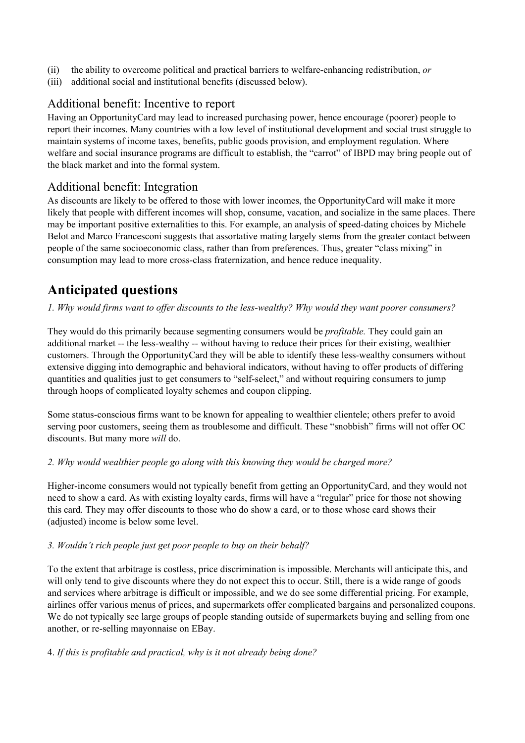(ii) the ability to overcome political and practical barriers to welfare-enhancing redistribution, *or*
(iii) additional social and institutional benefits (discussed below).

### Additional benefit: Incentive to report

Having an OpportunityCard may lead to increased purchasing power, hence encourage (poorer) people to report their incomes. Many countries with a low level of institutional development and social trust struggle to maintain systems of income taxes, benefits, public goods provision, and employment regulation. Where welfare and social insurance programs are difficult to establish, the "carrot" of IBPD may bring people out of the black market and into the formal system.

### Additional benefit: Integration

As discounts are likely to be offered to those with lower incomes, the OpportunityCard will make it more likely that people with different incomes will shop, consume, vacation, and socialize in the same places. There may be important positive externalities to this. For example, an analysis of speed-dating choices by Michele Belot and Marco Francesconi suggests that assortative mating largely stems from the greater contact between people of the same socioeconomic class, rather than from preferences. Thus, greater "class mixing" in consumption may lead to more cross-class fraternization, and hence reduce inequality.

## Anticipated questions

*1. Why would firms want to offer discounts to the less-wealthy? Why would they want poorer consumers?*

They would do this primarily because segmenting consumers would be *profitable.* They could gain an additional market -- the less-wealthy -- without having to reduce their prices for their existing, wealthier customers. Through the OpportunityCard they will be able to identify these less-wealthy consumers without extensive digging into demographic and behavioral indicators, without having to offer products of differing quantities and qualities just to get consumers to "self-select," and without requiring consumers to jump through hoops of complicated loyalty schemes and coupon clipping.

Some status-conscious firms want to be known for appealing to wealthier clientele; others prefer to avoid serving poor customers, seeing them as troublesome and difficult. These "snobbish" firms will not offer OC discounts. But many more *will* do.

*2. Why would wealthier people go along with this knowing they would be charged more?*

Higher-income consumers would not typically benefit from getting an OpportunityCard, and they would not need to show a card. As with existing loyalty cards, firms will have a "regular" price for those not showing this card. They may offer discounts to those who do show a card, or to those whose card shows their (adjusted) income is below some level.

*3. Wouldn't rich people just get poor people to buy on their behalf?*

To the extent that arbitrage is costless, price discrimination is impossible. Merchants will anticipate this, and will only tend to give discounts where they do not expect this to occur. Still, there is a wide range of goods and services where arbitrage is difficult or impossible, and we do see some differential pricing. For example, airlines offer various menus of prices, and supermarkets offer complicated bargains and personalized coupons. We do not typically see large groups of people standing outside of supermarkets buying and selling from one another, or re-selling mayonnaise on EBay.

4. *If this is profitable and practical, why is it not already being done?*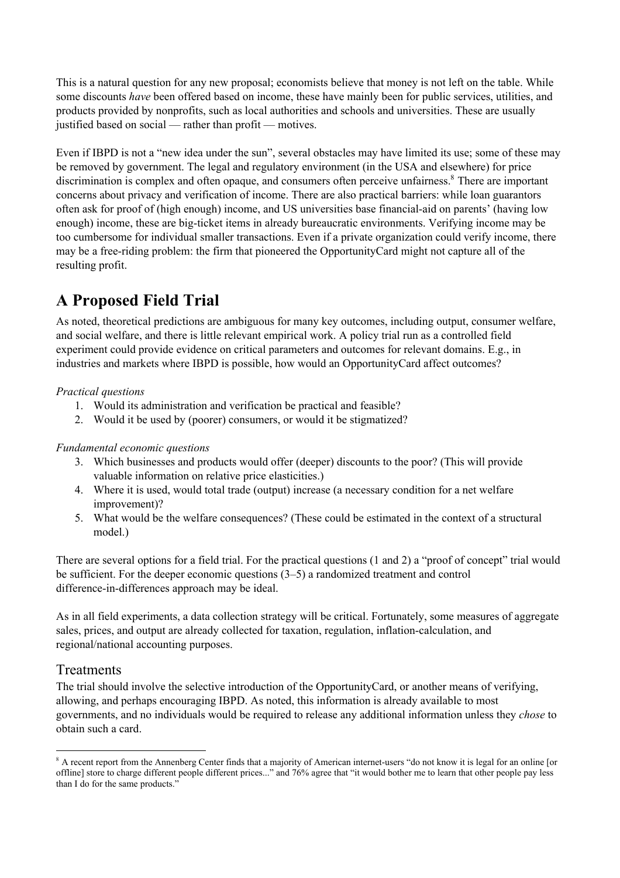This is a natural question for any new proposal; economists believe that money is not left on the table. While some discounts *have* been offered based on income, these have mainly been for public services, utilities, and products provided by nonprofits, such as local authorities and schools and universities. These are usually justified based on social — rather than profit — motives.

Even if IBPD is not a "new idea under the sun", several obstacles may have limited its use; some of these may be removed by government. The legal and regulatory environment (in the USA and elsewhere) for price discrimination is complex and often opaque, and consumers often perceive unfairness.[8] There are important concerns about privacy and verification of income. There are also practical barriers: while loan guarantors often ask for proof of (high enough) income, and US universities base financial-aid on parents' (having low enough) income, these are big-ticket items in already bureaucratic environments. Verifying income may be too cumbersome for individual smaller transactions. Even if a private organization could verify income, there may be a free-riding problem: the firm that pioneered the OpportunityCard might not capture all of the resulting profit.

# A Proposed Field Trial

As noted, theoretical predictions are ambiguous for many key outcomes, including output, consumer welfare, and social welfare, and there is little relevant empirical work. A policy trial run as a controlled field experiment could provide evidence on critical parameters and outcomes for relevant domains. E.g., in industries and markets where IBPD is possible, how would an OpportunityCard affect outcomes?

*Practical questions*

1. Would its administration and verification be practical and feasible?
2. Would it be used by (poorer) consumers, or would it be stigmatized?

*Fundamental economic questions*

3. Which businesses and products would offer (deeper) discounts to the poor? (This will provide valuable information on relative price elasticities.)
4. Where it is used, would total trade (output) increase (a necessary condition for a net welfare improvement)?
5. What would be the welfare consequences? (These could be estimated in the context of a structural model.)

There are several options for a field trial. For the practical questions (1 and 2) a "proof of concept" trial would be sufficient. For the deeper economic questions (3–5) a randomized treatment and control difference-in-differences approach may be ideal.

As in all field experiments, a data collection strategy will be critical. Fortunately, some measures of aggregate sales, prices, and output are already collected for taxation, regulation, inflation-calculation, and regional/national accounting purposes.

## Treatments

The trial should involve the selective introduction of the OpportunityCard, or another means of verifying, allowing, and perhaps encouraging IBPD. As noted, this information is already available to most governments, and no individuals would be required to release any additional information unless they *chose* to obtain such a card.

[8] A recent report from the Annenberg Center finds that a majority of American internet-users "do not know it is legal for an online [or offline] store to charge different people different prices..." and 76% agree that "it would bother me to learn that other people pay less than I do for the same products."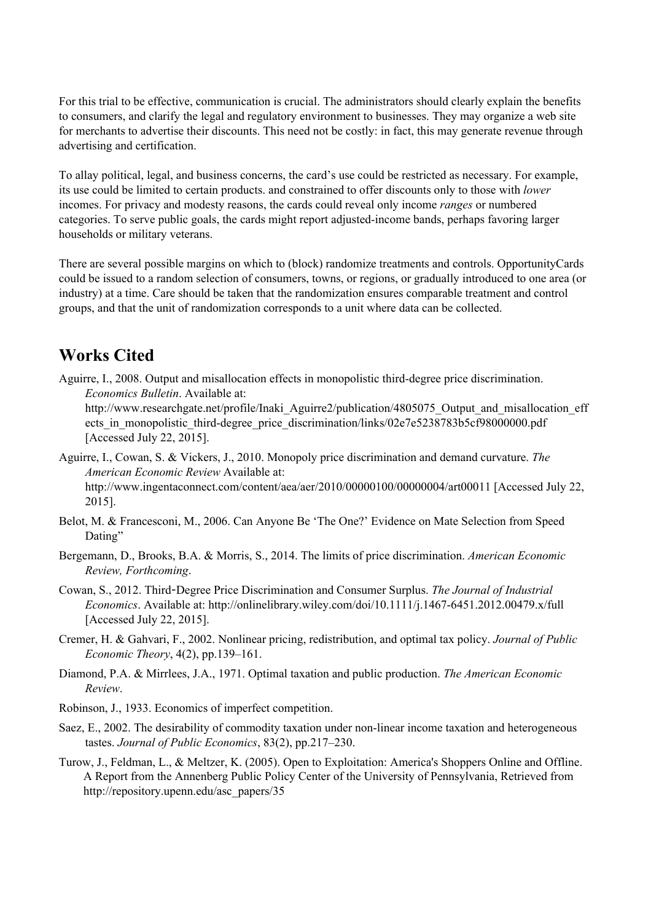For this trial to be effective, communication is crucial. The administrators should clearly explain the benefits to consumers, and clarify the legal and regulatory environment to businesses. They may organize a web site for merchants to advertise their discounts. This need not be costly: in fact, this may generate revenue through advertising and certification.

To allay political, legal, and business concerns, the card's use could be restricted as necessary. For example, its use could be limited to certain products. and constrained to offer discounts only to those with *lower* incomes. For privacy and modesty reasons, the cards could reveal only income *ranges* or numbered categories. To serve public goals, the cards might report adjusted-income bands, perhaps favoring larger households or military veterans.

There are several possible margins on which to (block) randomize treatments and controls. OpportunityCards could be issued to a random selection of consumers, towns, or regions, or gradually introduced to one area (or industry) at a time. Care should be taken that the randomization ensures comparable treatment and control groups, and that the unit of randomization corresponds to a unit where data can be collected.

## Works Cited

Aguirre, I., 2008. Output and misallocation effects in monopolistic third-degree price discrimination. *Economics Bulletin*. Available at: http://www.researchgate.net/profile/Inaki_Aguirre2/publication/4805075_Output_and_misallocation_effects_in_monopolistic_third-degree_price_discrimination/links/02e7e5238783b5cf98000000.pdf [Accessed July 22, 2015].

Aguirre, I., Cowan, S. & Vickers, J., 2010. Monopoly price discrimination and demand curvature. *The American Economic Review* Available at: http://www.ingentaconnect.com/content/aea/aer/2010/00000100/00000004/art00011 [Accessed July 22, 2015].

Belot, M. & Francesconi, M., 2006. Can Anyone Be 'The One?' Evidence on Mate Selection from Speed Dating"

Bergemann, D., Brooks, B.A. & Morris, S., 2014. The limits of price discrimination. *American Economic Review, Forthcoming*.

Cowan, S., 2012. Third‐Degree Price Discrimination and Consumer Surplus. *The Journal of Industrial Economics*. Available at: http://onlinelibrary.wiley.com/doi/10.1111/j.1467-6451.2012.00479.x/full [Accessed July 22, 2015].

Cremer, H. & Gahvari, F., 2002. Nonlinear pricing, redistribution, and optimal tax policy. *Journal of Public Economic Theory*, 4(2), pp.139–161.

Diamond, P.A. & Mirrlees, J.A., 1971. Optimal taxation and public production. *The American Economic Review*.

Robinson, J., 1933. Economics of imperfect competition.

Saez, E., 2002. The desirability of commodity taxation under non-linear income taxation and heterogeneous tastes. *Journal of Public Economics*, 83(2), pp.217–230.

Turow, J., Feldman, L., & Meltzer, K. (2005). Open to Exploitation: America's Shoppers Online and Offline. A Report from the Annenberg Public Policy Center of the University of Pennsylvania, Retrieved from http://repository.upenn.edu/asc_papers/35